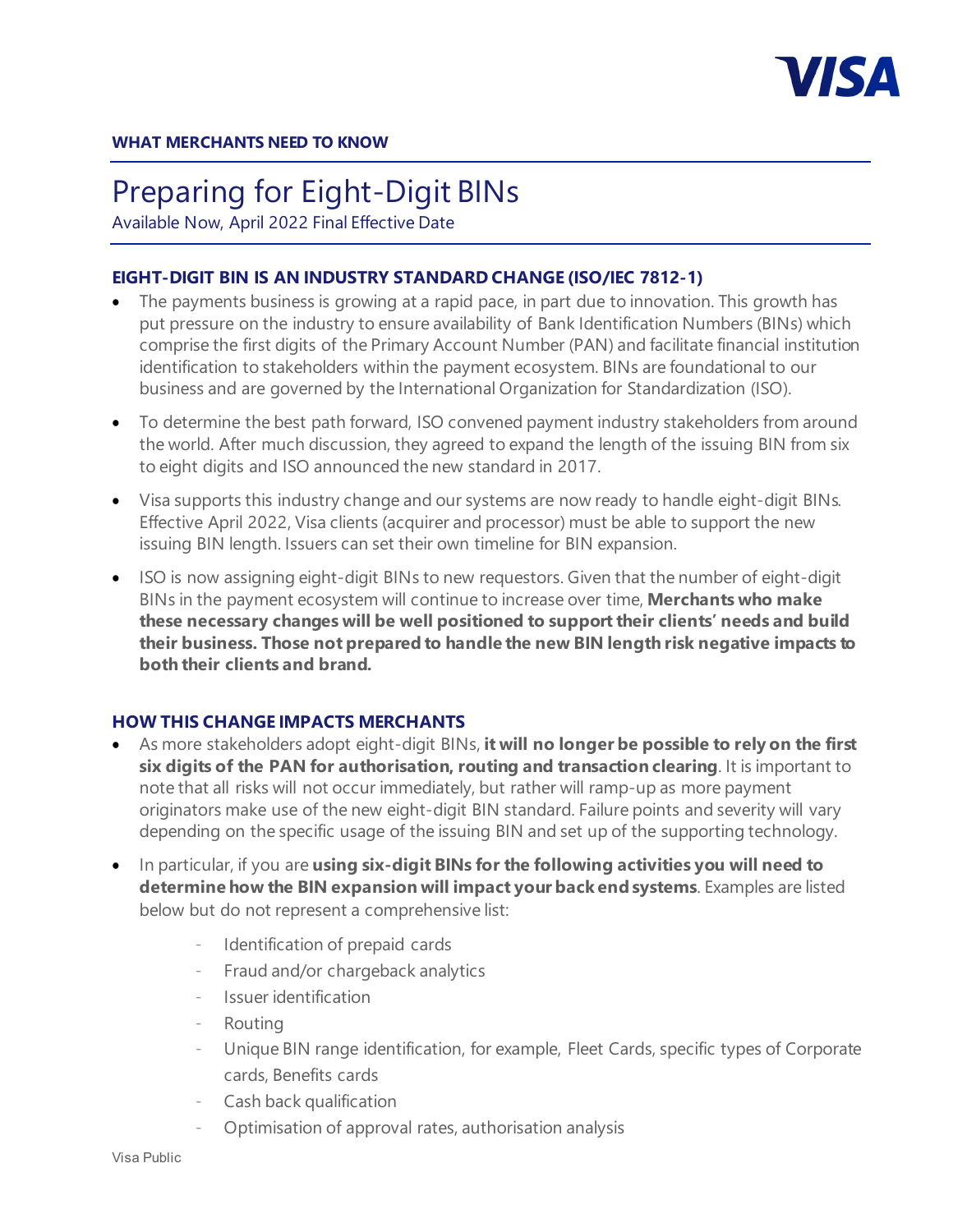**WHAT MERCHANTS NEED TO KNOW**

# Preparing for Eight-Digit BINs

Available Now, April 2022 Final Effective Date

## EIGHT-DIGIT BIN IS AN INDUSTRY STANDARD CHANGE (ISO/IEC 7812-1)

- The payments business is growing at a rapid pace, in part due to innovation. This growth has put pressure on the industry to ensure availability of Bank Identification Numbers (BINs) which comprise the first digits of the Primary Account Number (PAN) and facilitate financial institution identification to stakeholders within the payment ecosystem. BINs are foundational to our business and are governed by the International Organization for Standardization (ISO).
- To determine the best path forward, ISO convened payment industry stakeholders from around the world. After much discussion, they agreed to expand the length of the issuing BIN from six to eight digits and ISO announced the new standard in 2017.
- Visa supports this industry change and our systems are now ready to handle eight-digit BINs. Effective April 2022, Visa clients (acquirer and processor) must be able to support the new issuing BIN length. Issuers can set their own timeline for BIN expansion.
- ISO is now assigning eight-digit BINs to new requestors. Given that the number of eight-digit BINs in the payment ecosystem will continue to increase over time, **Merchants who make these necessary changes will be well positioned to support their clients' needs and build their business. Those not prepared to handle the new BIN length risk negative impacts to both their clients and brand.**

## HOW THIS CHANGE IMPACTS MERCHANTS

- As more stakeholders adopt eight-digit BINs, **it will no longer be possible to rely on the first six digits of the PAN for authorisation, routing and transaction clearing**. It is important to note that all risks will not occur immediately, but rather will ramp-up as more payment originators make use of the new eight-digit BIN standard. Failure points and severity will vary depending on the specific usage of the issuing BIN and set up of the supporting technology.
- In particular, if you are **using six-digit BINs for the following activities you will need to determine how the BIN expansion will impact your back end systems**. Examples are listed below but do not represent a comprehensive list:
  - Identification of prepaid cards
  - Fraud and/or chargeback analytics
  - Issuer identification
  - Routing
  - Unique BIN range identification, for example, Fleet Cards, specific types of Corporate cards, Benefits cards
  - Cash back qualification
  - Optimisation of approval rates, authorisation analysis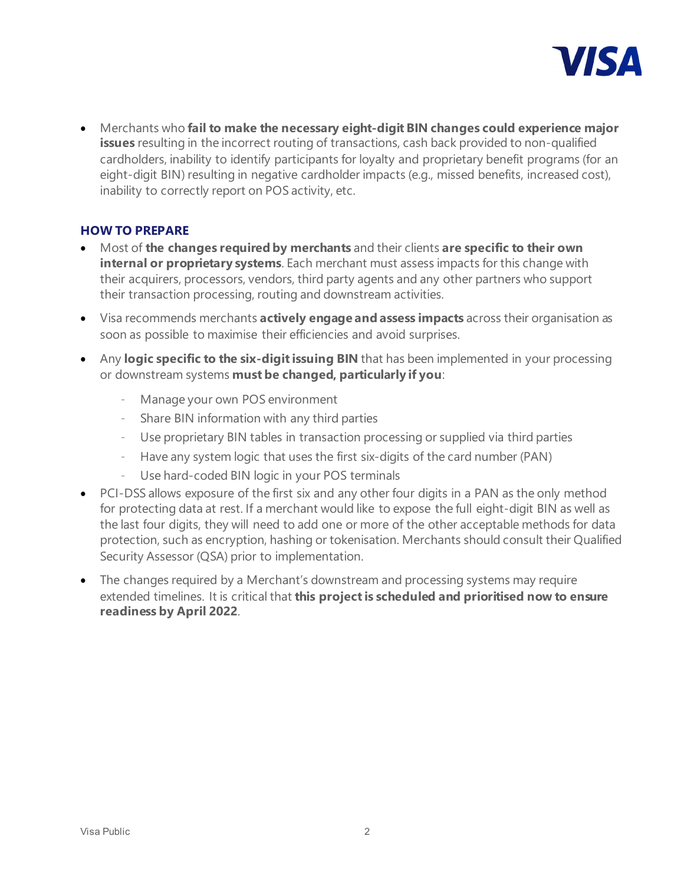- Merchants who **fail to make the necessary eight-digit BIN changes could experience major issues** resulting in the incorrect routing of transactions, cash back provided to non-qualified cardholders, inability to identify participants for loyalty and proprietary benefit programs (for an eight-digit BIN) resulting in negative cardholder impacts (e.g., missed benefits, increased cost), inability to correctly report on POS activity, etc.

### HOW TO PREPARE

- Most of **the changes required by merchants** and their clients **are specific to their own internal or proprietary systems**. Each merchant must assess impacts for this change with their acquirers, processors, vendors, third party agents and any other partners who support their transaction processing, routing and downstream activities.
- Visa recommends merchants **actively engage and assess impacts** across their organisation as soon as possible to maximise their efficiencies and avoid surprises.
- Any **logic specific to the six-digit issuing BIN** that has been implemented in your processing or downstream systems **must be changed, particularly if you**:
  - Manage your own POS environment
  - Share BIN information with any third parties
  - Use proprietary BIN tables in transaction processing or supplied via third parties
  - Have any system logic that uses the first six-digits of the card number (PAN)
  - Use hard-coded BIN logic in your POS terminals
- PCI-DSS allows exposure of the first six and any other four digits in a PAN as the only method for protecting data at rest. If a merchant would like to expose the full eight-digit BIN as well as the last four digits, they will need to add one or more of the other acceptable methods for data protection, such as encryption, hashing or tokenisation. Merchants should consult their Qualified Security Assessor (QSA) prior to implementation.
- The changes required by a Merchant's downstream and processing systems may require extended timelines. It is critical that **this project is scheduled and prioritised now to ensure readiness by April 2022**.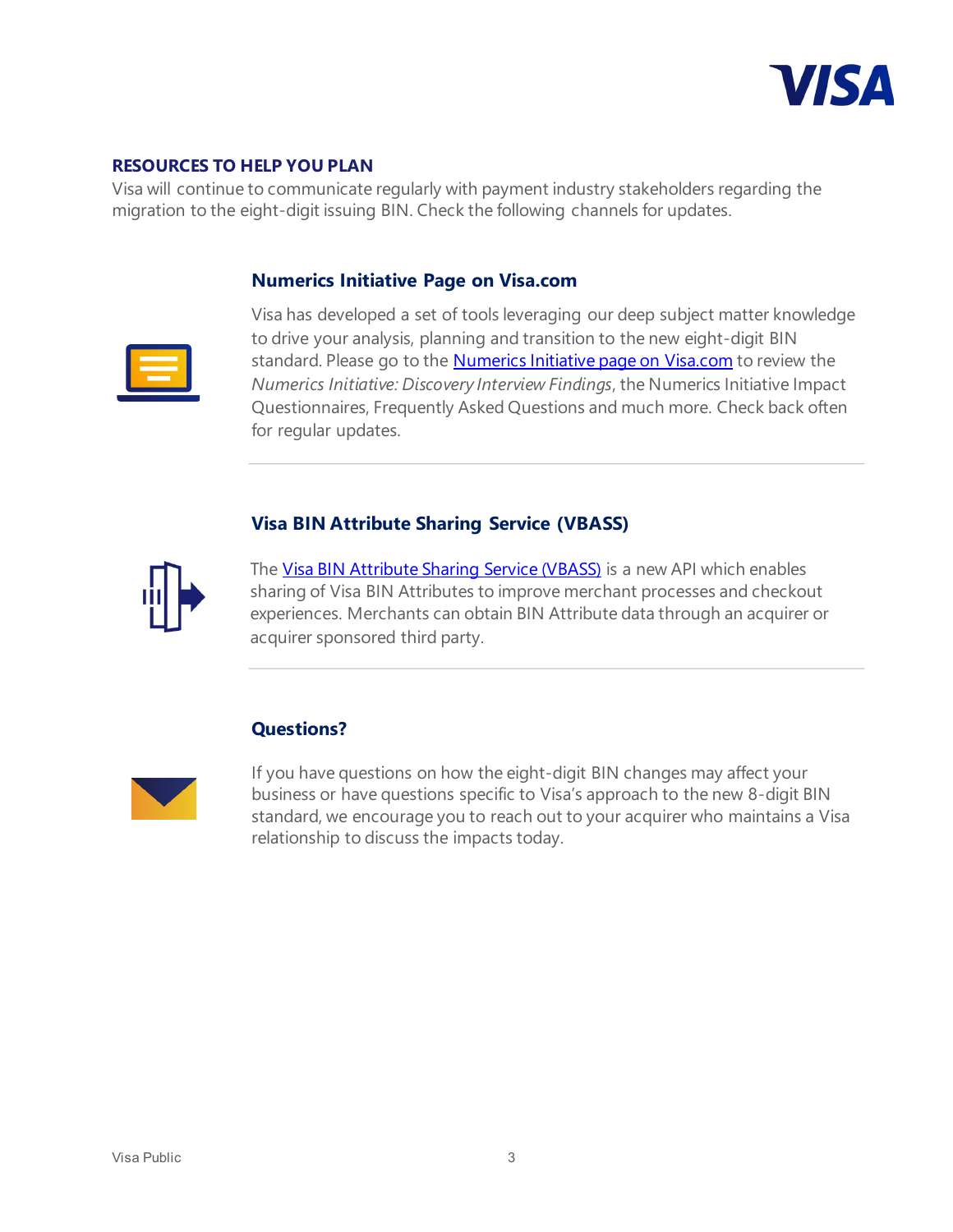## RESOURCES TO HELP YOU PLAN

Visa will continue to communicate regularly with payment industry stakeholders regarding the migration to the eight-digit issuing BIN. Check the following channels for updates.

### Numerics Initiative Page on Visa.com

Visa has developed a set of tools leveraging our deep subject matter knowledge to drive your analysis, planning and transition to the new eight-digit BIN standard. Please go to the Numerics Initiative page on Visa.com to review the *Numerics Initiative: Discovery Interview Findings*, the Numerics Initiative Impact Questionnaires, Frequently Asked Questions and much more. Check back often for regular updates.

### Visa BIN Attribute Sharing Service (VBASS)

The Visa BIN Attribute Sharing Service (VBASS) is a new API which enables sharing of Visa BIN Attributes to improve merchant processes and checkout experiences. Merchants can obtain BIN Attribute data through an acquirer or acquirer sponsored third party.

### Questions?

If you have questions on how the eight-digit BIN changes may affect your business or have questions specific to Visa's approach to the new 8-digit BIN standard, we encourage you to reach out to your acquirer who maintains a Visa relationship to discuss the impacts today.